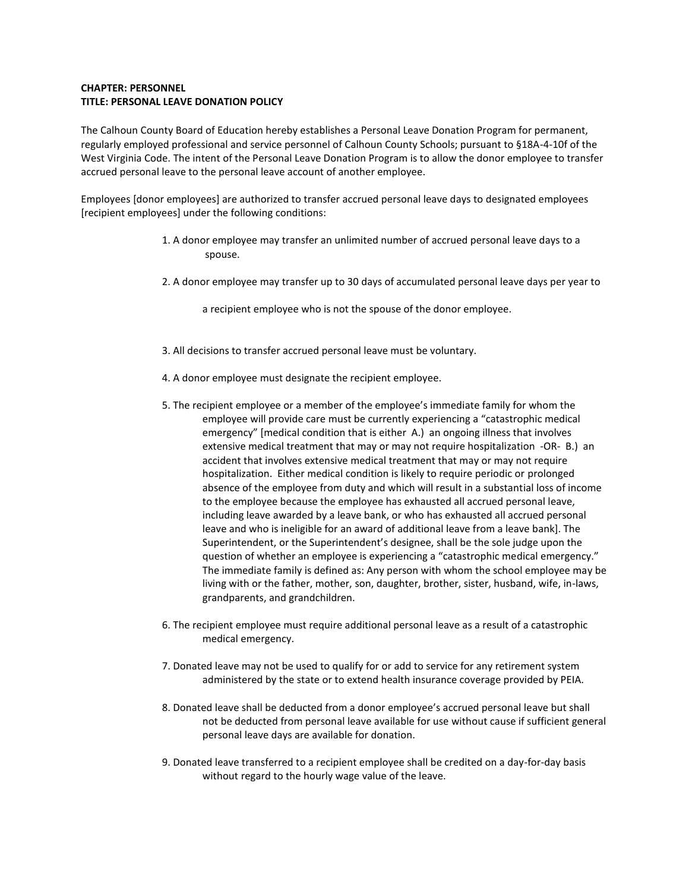**CHAPTER: PERSONNEL**
**TITLE: PERSONAL LEAVE DONATION POLICY**

The Calhoun County Board of Education hereby establishes a Personal Leave Donation Program for permanent, regularly employed professional and service personnel of Calhoun County Schools; pursuant to §18A-4-10f of the West Virginia Code. The intent of the Personal Leave Donation Program is to allow the donor employee to transfer accrued personal leave to the personal leave account of another employee.

Employees [donor employees] are authorized to transfer accrued personal leave days to designated employees [recipient employees] under the following conditions:

1. A donor employee may transfer an unlimited number of accrued personal leave days to a spouse.

2. A donor employee may transfer up to 30 days of accumulated personal leave days per year to a recipient employee who is not the spouse of the donor employee.

3. All decisions to transfer accrued personal leave must be voluntary.

4. A donor employee must designate the recipient employee.

5. The recipient employee or a member of the employee's immediate family for whom the employee will provide care must be currently experiencing a "catastrophic medical emergency" [medical condition that is either A.) an ongoing illness that involves extensive medical treatment that may or may not require hospitalization -OR- B.) an accident that involves extensive medical treatment that may or may not require hospitalization. Either medical condition is likely to require periodic or prolonged absence of the employee from duty and which will result in a substantial loss of income to the employee because the employee has exhausted all accrued personal leave, including leave awarded by a leave bank, or who has exhausted all accrued personal leave and who is ineligible for an award of additional leave from a leave bank]. The Superintendent, or the Superintendent's designee, shall be the sole judge upon the question of whether an employee is experiencing a "catastrophic medical emergency." The immediate family is defined as: Any person with whom the school employee may be living with or the father, mother, son, daughter, brother, sister, husband, wife, in-laws, grandparents, and grandchildren.

6. The recipient employee must require additional personal leave as a result of a catastrophic medical emergency.

7. Donated leave may not be used to qualify for or add to service for any retirement system administered by the state or to extend health insurance coverage provided by PEIA.

8. Donated leave shall be deducted from a donor employee's accrued personal leave but shall not be deducted from personal leave available for use without cause if sufficient general personal leave days are available for donation.

9. Donated leave transferred to a recipient employee shall be credited on a day-for-day basis without regard to the hourly wage value of the leave.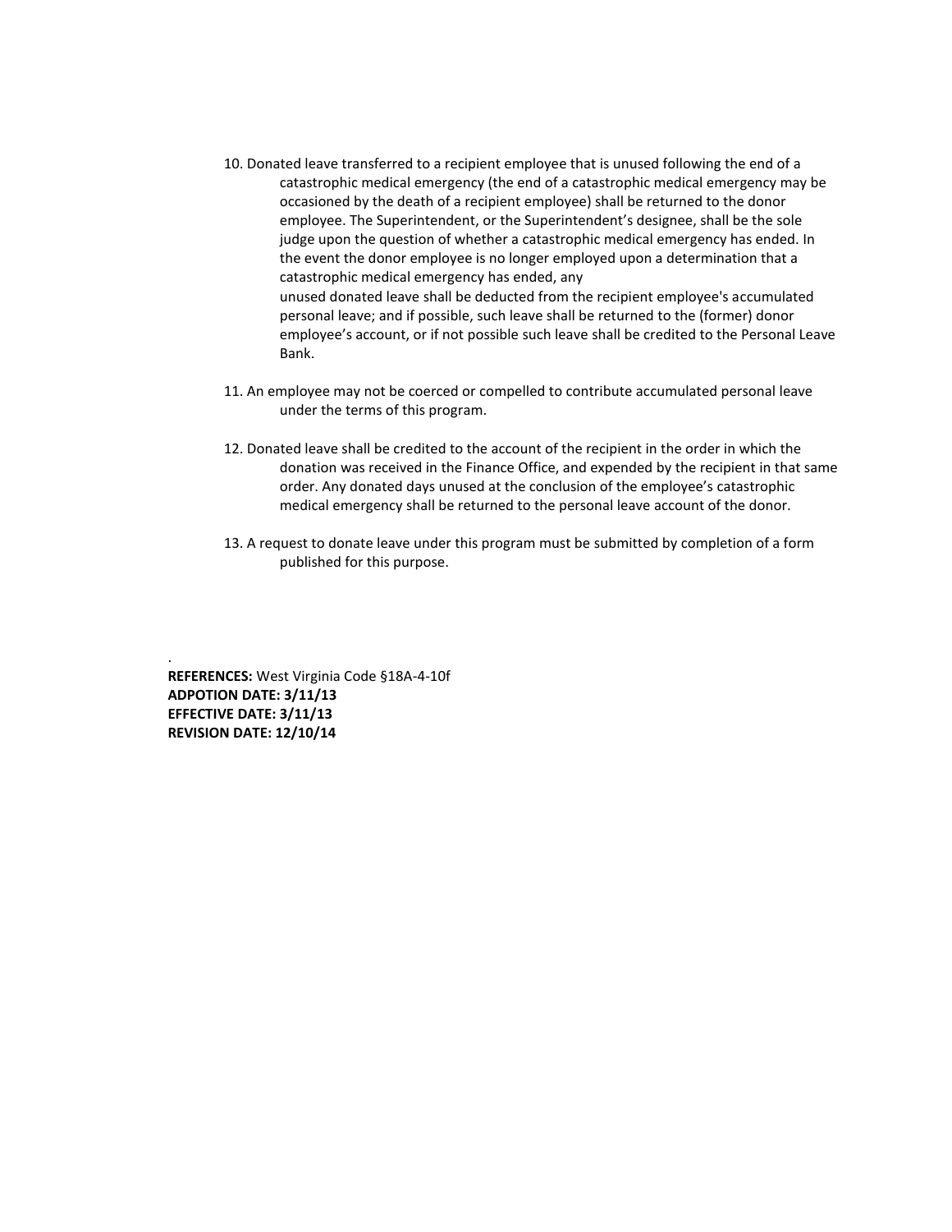10. Donated leave transferred to a recipient employee that is unused following the end of a catastrophic medical emergency (the end of a catastrophic medical emergency may be occasioned by the death of a recipient employee) shall be returned to the donor employee. The Superintendent, or the Superintendent's designee, shall be the sole judge upon the question of whether a catastrophic medical emergency has ended. In the event the donor employee is no longer employed upon a determination that a catastrophic medical emergency has ended, any unused donated leave shall be deducted from the recipient employee's accumulated personal leave; and if possible, such leave shall be returned to the (former) donor employee's account, or if not possible such leave shall be credited to the Personal Leave Bank.

11. An employee may not be coerced or compelled to contribute accumulated personal leave under the terms of this program.

12. Donated leave shall be credited to the account of the recipient in the order in which the donation was received in the Finance Office, and expended by the recipient in that same order. Any donated days unused at the conclusion of the employee's catastrophic medical emergency shall be returned to the personal leave account of the donor.

13. A request to donate leave under this program must be submitted by completion of a form published for this purpose.

.

**REFERENCES:** West Virginia Code §18A-4-10f
**ADPOTION DATE: 3/11/13**
**EFFECTIVE DATE: 3/11/13**
**REVISION DATE: 12/10/14**